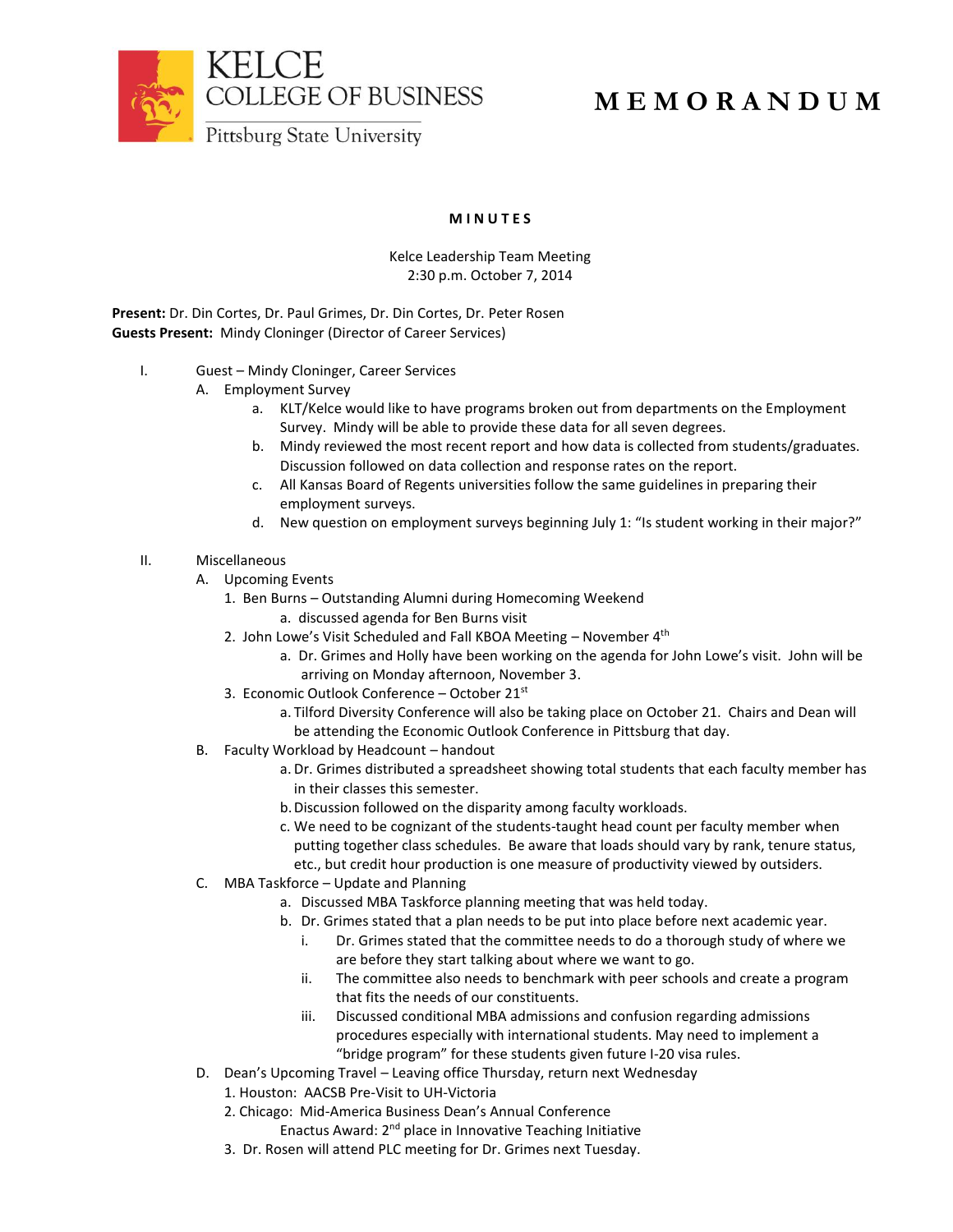KELCE
COLLEGE OF BUSINESS
Pittsburg State University

# MEMORANDUM

**MINUTES**

Kelce Leadership Team Meeting
2:30 p.m. October 7, 2014

**Present:** Dr. Din Cortes, Dr. Paul Grimes, Dr. Din Cortes, Dr. Peter Rosen
**Guests Present:** Mindy Cloninger (Director of Career Services)

I. Guest – Mindy Cloninger, Career Services
   A. Employment Survey
      a. KLT/Kelce would like to have programs broken out from departments on the Employment Survey. Mindy will be able to provide these data for all seven degrees.
      b. Mindy reviewed the most recent report and how data is collected from students/graduates. Discussion followed on data collection and response rates on the report.
      c. All Kansas Board of Regents universities follow the same guidelines in preparing their employment surveys.
      d. New question on employment surveys beginning July 1: "Is student working in their major?"

II. Miscellaneous
   A. Upcoming Events
      1. Ben Burns – Outstanding Alumni during Homecoming Weekend
         a. discussed agenda for Ben Burns visit
      2. John Lowe's Visit Scheduled and Fall KBOA Meeting – November 4th
         a. Dr. Grimes and Holly have been working on the agenda for John Lowe's visit. John will be arriving on Monday afternoon, November 3.
      3. Economic Outlook Conference – October 21st
         a. Tilford Diversity Conference will also be taking place on October 21. Chairs and Dean will be attending the Economic Outlook Conference in Pittsburg that day.
   B. Faculty Workload by Headcount – handout
      a. Dr. Grimes distributed a spreadsheet showing total students that each faculty member has in their classes this semester.
      b. Discussion followed on the disparity among faculty workloads.
      c. We need to be cognizant of the students-taught head count per faculty member when putting together class schedules. Be aware that loads should vary by rank, tenure status, etc., but credit hour production is one measure of productivity viewed by outsiders.
   C. MBA Taskforce – Update and Planning
      a. Discussed MBA Taskforce planning meeting that was held today.
      b. Dr. Grimes stated that a plan needs to be put into place before next academic year.
         i. Dr. Grimes stated that the committee needs to do a thorough study of where we are before they start talking about where we want to go.
         ii. The committee also needs to benchmark with peer schools and create a program that fits the needs of our constituents.
         iii. Discussed conditional MBA admissions and confusion regarding admissions procedures especially with international students. May need to implement a "bridge program" for these students given future I-20 visa rules.
   D. Dean's Upcoming Travel – Leaving office Thursday, return next Wednesday
      1. Houston: AACSB Pre-Visit to UH-Victoria
      2. Chicago: Mid-America Business Dean's Annual Conference
         Enactus Award: 2nd place in Innovative Teaching Initiative
      3. Dr. Rosen will attend PLC meeting for Dr. Grimes next Tuesday.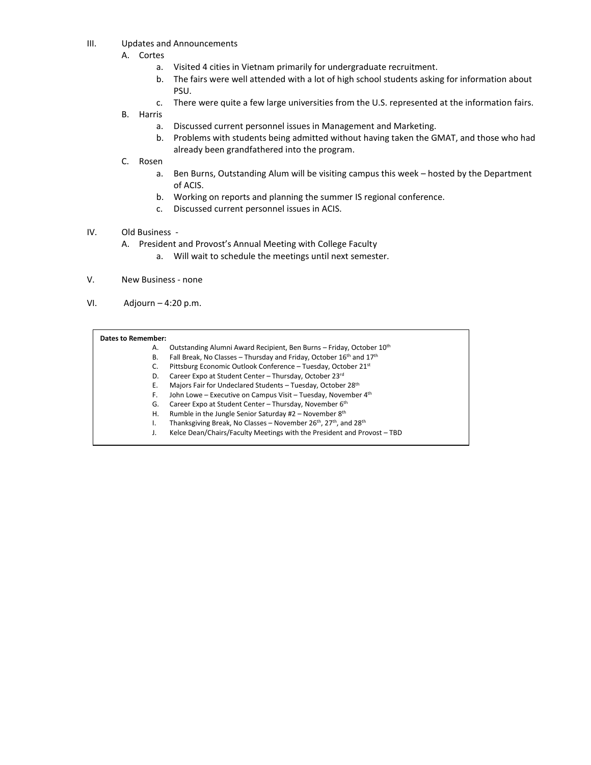III. Updates and Announcements

A. Cortes

a. Visited 4 cities in Vietnam primarily for undergraduate recruitment.

b. The fairs were well attended with a lot of high school students asking for information about PSU.

c. There were quite a few large universities from the U.S. represented at the information fairs.

B. Harris

a. Discussed current personnel issues in Management and Marketing.

b. Problems with students being admitted without having taken the GMAT, and those who had already been grandfathered into the program.

C. Rosen

a. Ben Burns, Outstanding Alum will be visiting campus this week – hosted by the Department of ACIS.

b. Working on reports and planning the summer IS regional conference.

c. Discussed current personnel issues in ACIS.

IV. Old Business -

A. President and Provost's Annual Meeting with College Faculty

a. Will wait to schedule the meetings until next semester.

V. New Business - none

VI. Adjourn – 4:20 p.m.

**Dates to Remember:**

A. Outstanding Alumni Award Recipient, Ben Burns – Friday, October 10th

B. Fall Break, No Classes – Thursday and Friday, October 16th and 17th

C. Pittsburg Economic Outlook Conference – Tuesday, October 21st

D. Career Expo at Student Center – Thursday, October 23rd

E. Majors Fair for Undeclared Students – Tuesday, October 28th

F. John Lowe – Executive on Campus Visit – Tuesday, November 4th

G. Career Expo at Student Center – Thursday, November 6th

H. Rumble in the Jungle Senior Saturday #2 – November 8th

I. Thanksgiving Break, No Classes – November 26th, 27th, and 28th

J. Kelce Dean/Chairs/Faculty Meetings with the President and Provost – TBD